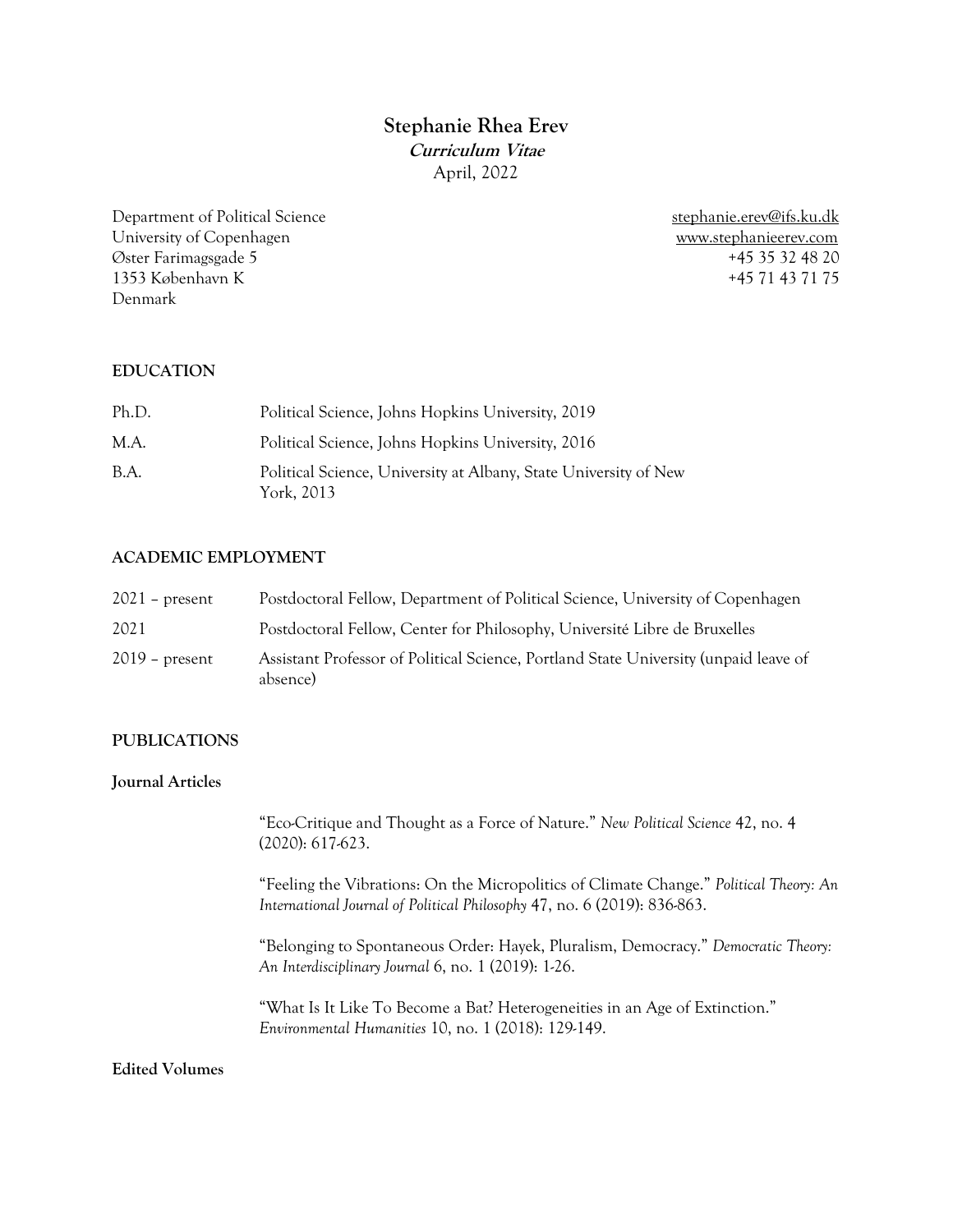# Stephanie Rhea Erev

***Curriculum Vitae***

April, 2022

Department of Political Science
University of Copenhagen
Øster Farimagsgade 5
1353 København K
Denmark

stephanie.erev@ifs.ku.dk
www.stephanieerev.com
+45 35 32 48 20
+45 71 43 71 75

## EDUCATION

| | |
|---|---|
| Ph.D. | Political Science, Johns Hopkins University, 2019 |
| M.A. | Political Science, Johns Hopkins University, 2016 |
| B.A. | Political Science, University at Albany, State University of New York, 2013 |

## ACADEMIC EMPLOYMENT

| | |
|---|---|
| 2021 – present | Postdoctoral Fellow, Department of Political Science, University of Copenhagen |
| 2021 | Postdoctoral Fellow, Center for Philosophy, Université Libre de Bruxelles |
| 2019 – present | Assistant Professor of Political Science, Portland State University (unpaid leave of absence) |

## PUBLICATIONS

### Journal Articles

"Eco-Critique and Thought as a Force of Nature." *New Political Science* 42, no. 4 (2020): 617-623.

"Feeling the Vibrations: On the Micropolitics of Climate Change." *Political Theory: An International Journal of Political Philosophy* 47, no. 6 (2019): 836-863.

"Belonging to Spontaneous Order: Hayek, Pluralism, Democracy." *Democratic Theory: An Interdisciplinary Journal* 6, no. 1 (2019): 1-26.

"What Is It Like To Become a Bat? Heterogeneities in an Age of Extinction." *Environmental Humanities* 10, no. 1 (2018): 129-149.

### Edited Volumes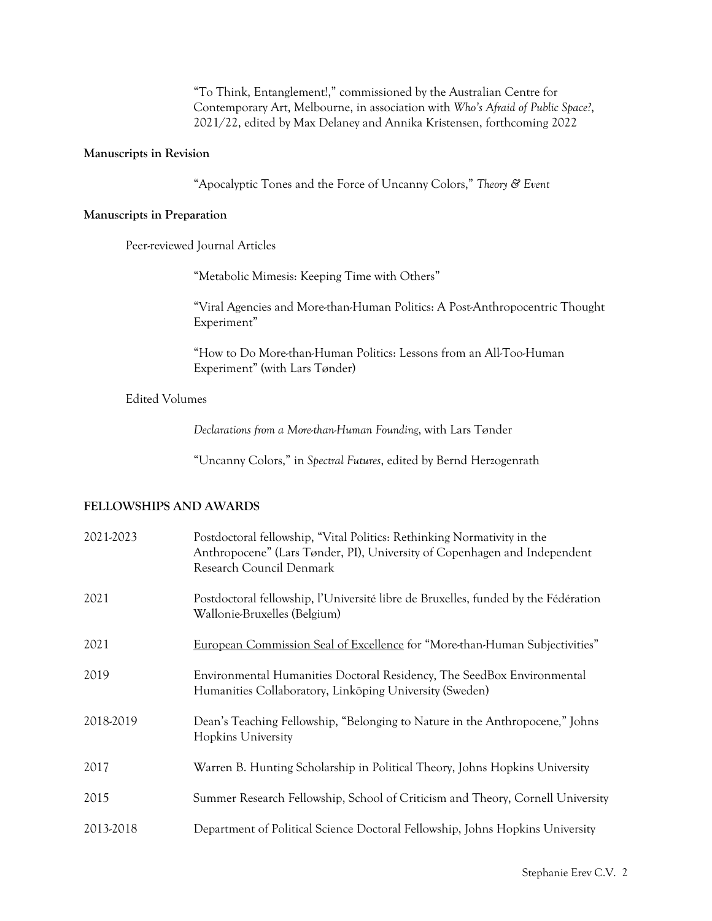"To Think, Entanglement!," commissioned by the Australian Centre for Contemporary Art, Melbourne, in association with *Who's Afraid of Public Space?*, 2021/22, edited by Max Delaney and Annika Kristensen, forthcoming 2022

**Manuscripts in Revision**

"Apocalyptic Tones and the Force of Uncanny Colors," *Theory & Event*

**Manuscripts in Preparation**

Peer-reviewed Journal Articles

"Metabolic Mimesis: Keeping Time with Others"

"Viral Agencies and More-than-Human Politics: A Post-Anthropocentric Thought Experiment"

"How to Do More-than-Human Politics: Lessons from an All-Too-Human Experiment" (with Lars Tønder)

Edited Volumes

*Declarations from a More-than-Human Founding*, with Lars Tønder

"Uncanny Colors," in *Spectral Futures*, edited by Bernd Herzogenrath

## FELLOWSHIPS AND AWARDS

| | |
|---|---|
| 2021-2023 | Postdoctoral fellowship, "Vital Politics: Rethinking Normativity in the Anthropocene" (Lars Tønder, PI), University of Copenhagen and Independent Research Council Denmark |
| 2021 | Postdoctoral fellowship, l'Université libre de Bruxelles, funded by the Fédération Wallonie-Bruxelles (Belgium) |
| 2021 | European Commission Seal of Excellence for "More-than-Human Subjectivities" |
| 2019 | Environmental Humanities Doctoral Residency, The SeedBox Environmental Humanities Collaboratory, Linköping University (Sweden) |
| 2018-2019 | Dean's Teaching Fellowship, "Belonging to Nature in the Anthropocene," Johns Hopkins University |
| 2017 | Warren B. Hunting Scholarship in Political Theory, Johns Hopkins University |
| 2015 | Summer Research Fellowship, School of Criticism and Theory, Cornell University |
| 2013-2018 | Department of Political Science Doctoral Fellowship, Johns Hopkins University |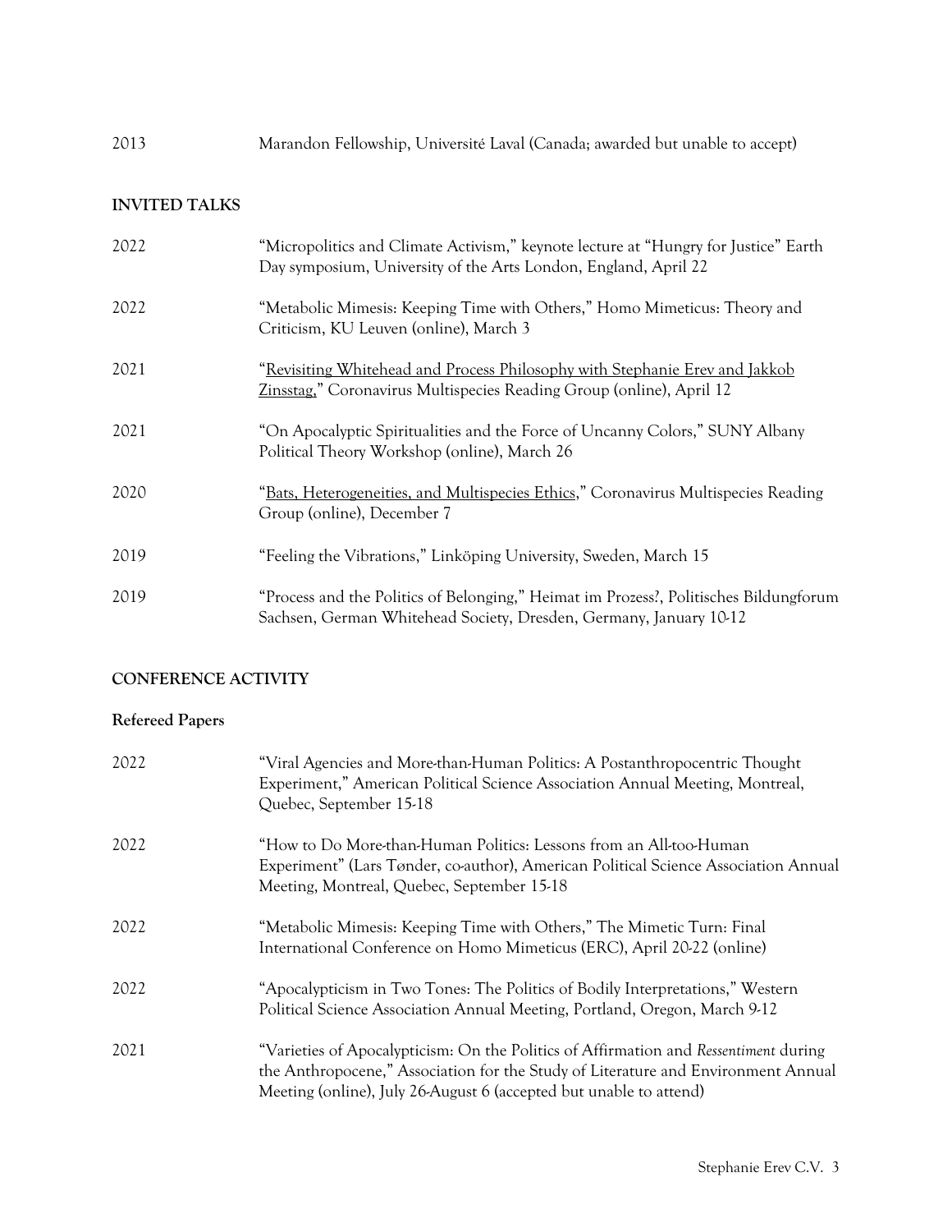2013 Marandon Fellowship, Université Laval (Canada; awarded but unable to accept)

## INVITED TALKS

2022 "Micropolitics and Climate Activism," keynote lecture at "Hungry for Justice" Earth Day symposium, University of the Arts London, England, April 22

2022 "Metabolic Mimesis: Keeping Time with Others," Homo Mimeticus: Theory and Criticism, KU Leuven (online), March 3

2021 "Revisiting Whitehead and Process Philosophy with Stephanie Erev and Jakkob Zinsstag," Coronavirus Multispecies Reading Group (online), April 12

2021 "On Apocalyptic Spiritualities and the Force of Uncanny Colors," SUNY Albany Political Theory Workshop (online), March 26

2020 "Bats, Heterogeneities, and Multispecies Ethics," Coronavirus Multispecies Reading Group (online), December 7

2019 "Feeling the Vibrations," Linköping University, Sweden, March 15

2019 "Process and the Politics of Belonging," Heimat im Prozess?, Politisches Bildungforum Sachsen, German Whitehead Society, Dresden, Germany, January 10-12

## CONFERENCE ACTIVITY

### Refereed Papers

2022 "Viral Agencies and More-than-Human Politics: A Postanthropocentric Thought Experiment," American Political Science Association Annual Meeting, Montreal, Quebec, September 15-18

2022 "How to Do More-than-Human Politics: Lessons from an All-too-Human Experiment" (Lars Tønder, co-author), American Political Science Association Annual Meeting, Montreal, Quebec, September 15-18

2022 "Metabolic Mimesis: Keeping Time with Others," The Mimetic Turn: Final International Conference on Homo Mimeticus (ERC), April 20-22 (online)

2022 "Apocalypticism in Two Tones: The Politics of Bodily Interpretations," Western Political Science Association Annual Meeting, Portland, Oregon, March 9-12

2021 "Varieties of Apocalypticism: On the Politics of Affirmation and *Ressentiment* during the Anthropocene," Association for the Study of Literature and Environment Annual Meeting (online), July 26-August 6 (accepted but unable to attend)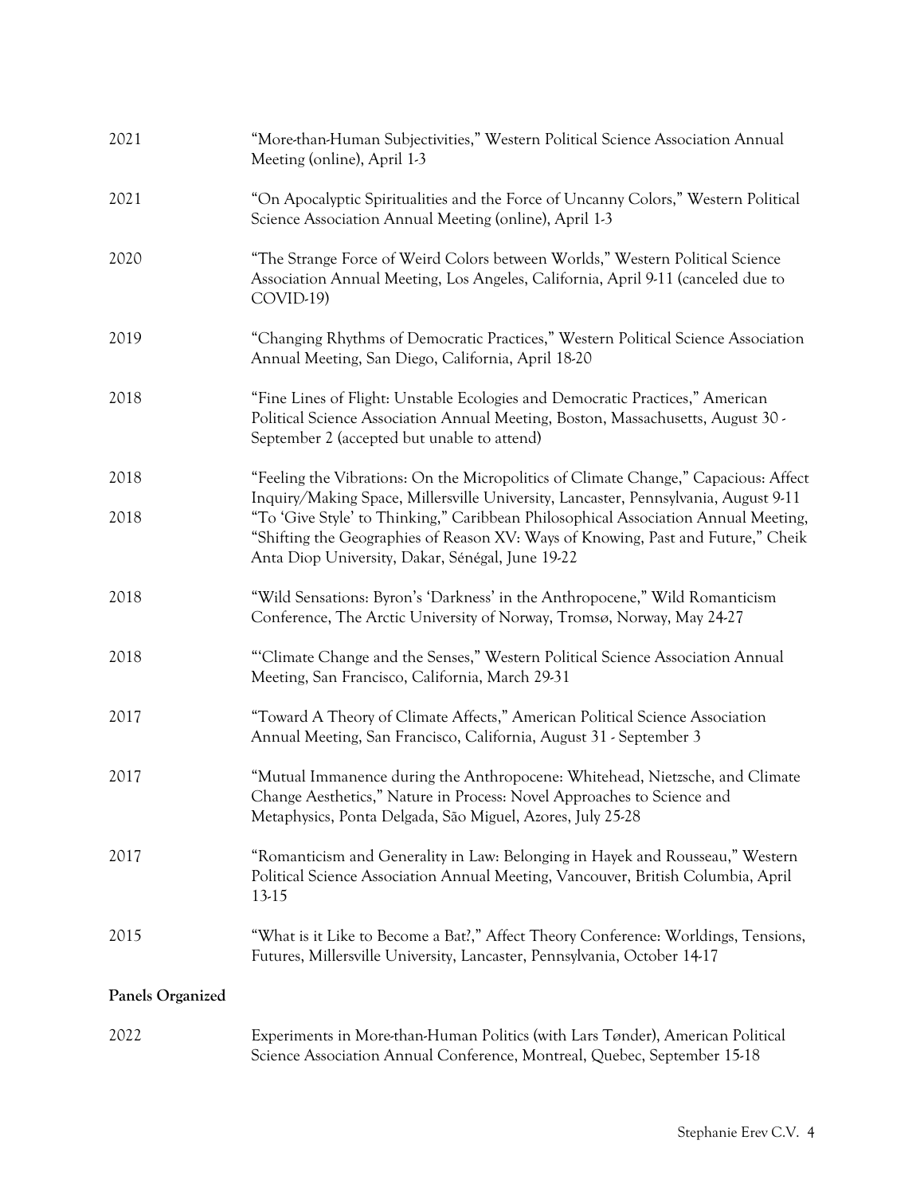2021 "More-than-Human Subjectivities," Western Political Science Association Annual Meeting (online), April 1-3

2021 "On Apocalyptic Spiritualities and the Force of Uncanny Colors," Western Political Science Association Annual Meeting (online), April 1-3

2020 "The Strange Force of Weird Colors between Worlds," Western Political Science Association Annual Meeting, Los Angeles, California, April 9-11 (canceled due to COVID-19)

2019 "Changing Rhythms of Democratic Practices," Western Political Science Association Annual Meeting, San Diego, California, April 18-20

2018 "Fine Lines of Flight: Unstable Ecologies and Democratic Practices," American Political Science Association Annual Meeting, Boston, Massachusetts, August 30 - September 2 (accepted but unable to attend)

2018 "Feeling the Vibrations: On the Micropolitics of Climate Change," Capacious: Affect Inquiry/Making Space, Millersville University, Lancaster, Pennsylvania, August 9-11

2018 "To 'Give Style' to Thinking," Caribbean Philosophical Association Annual Meeting, "Shifting the Geographies of Reason XV: Ways of Knowing, Past and Future," Cheik Anta Diop University, Dakar, Sénégal, June 19-22

2018 "Wild Sensations: Byron's 'Darkness' in the Anthropocene," Wild Romanticism Conference, The Arctic University of Norway, Tromsø, Norway, May 24-27

2018 "'Climate Change and the Senses," Western Political Science Association Annual Meeting, San Francisco, California, March 29-31

2017 "Toward A Theory of Climate Affects," American Political Science Association Annual Meeting, San Francisco, California, August 31 - September 3

2017 "Mutual Immanence during the Anthropocene: Whitehead, Nietzsche, and Climate Change Aesthetics," Nature in Process: Novel Approaches to Science and Metaphysics, Ponta Delgada, São Miguel, Azores, July 25-28

2017 "Romanticism and Generality in Law: Belonging in Hayek and Rousseau," Western Political Science Association Annual Meeting, Vancouver, British Columbia, April 13-15

2015 "What is it Like to Become a Bat?," Affect Theory Conference: Worldings, Tensions, Futures, Millersville University, Lancaster, Pennsylvania, October 14-17

**Panels Organized**

2022 Experiments in More-than-Human Politics (with Lars Tønder), American Political Science Association Annual Conference, Montreal, Quebec, September 15-18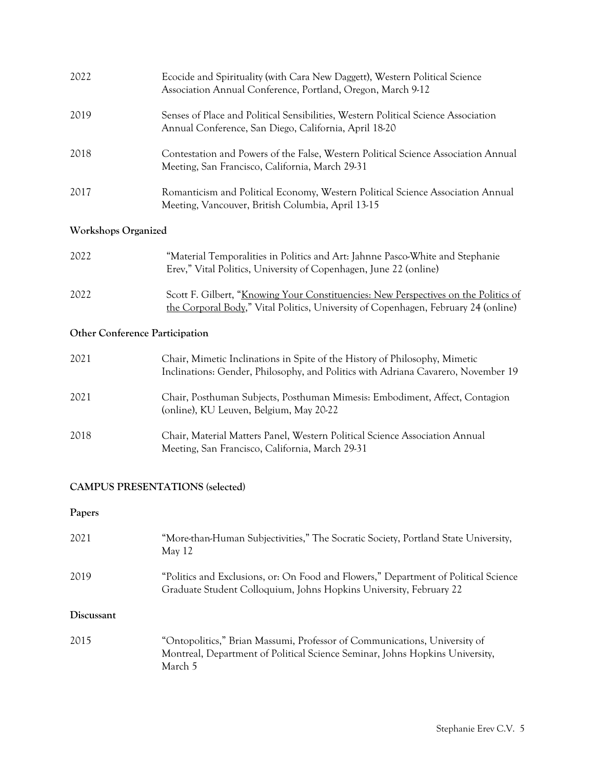2022 Ecocide and Spirituality (with Cara New Daggett), Western Political Science Association Annual Conference, Portland, Oregon, March 9-12

2019 Senses of Place and Political Sensibilities, Western Political Science Association Annual Conference, San Diego, California, April 18-20

2018 Contestation and Powers of the False, Western Political Science Association Annual Meeting, San Francisco, California, March 29-31

2017 Romanticism and Political Economy, Western Political Science Association Annual Meeting, Vancouver, British Columbia, April 13-15

### Workshops Organized

2022 "Material Temporalities in Politics and Art: Jahnne Pasco-White and Stephanie Erev," Vital Politics, University of Copenhagen, June 22 (online)

2022 Scott F. Gilbert, "Knowing Your Constituencies: New Perspectives on the Politics of the Corporal Body," Vital Politics, University of Copenhagen, February 24 (online)

### Other Conference Participation

2021 Chair, Mimetic Inclinations in Spite of the History of Philosophy, Mimetic Inclinations: Gender, Philosophy, and Politics with Adriana Cavarero, November 19

2021 Chair, Posthuman Subjects, Posthuman Mimesis: Embodiment, Affect, Contagion (online), KU Leuven, Belgium, May 20-22

2018 Chair, Material Matters Panel, Western Political Science Association Annual Meeting, San Francisco, California, March 29-31

## CAMPUS PRESENTATIONS (selected)

### Papers

2021 "More-than-Human Subjectivities," The Socratic Society, Portland State University, May 12

2019 "Politics and Exclusions, or: On Food and Flowers," Department of Political Science Graduate Student Colloquium, Johns Hopkins University, February 22

### Discussant

2015 "Ontopolitics," Brian Massumi, Professor of Communications, University of Montreal, Department of Political Science Seminar, Johns Hopkins University, March 5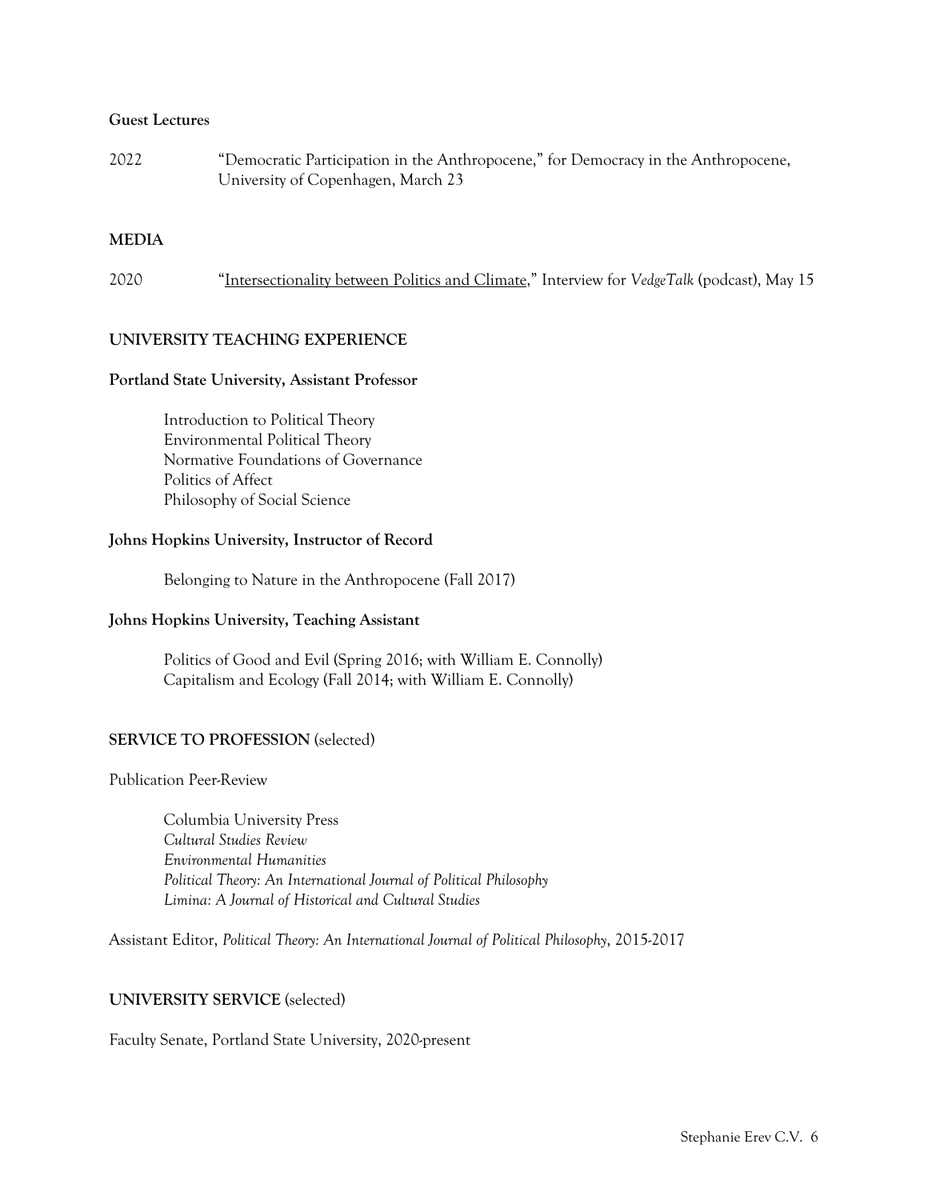**Guest Lectures**

2022 "Democratic Participation in the Anthropocene," for Democracy in the Anthropocene, University of Copenhagen, March 23

## MEDIA

2020 "Intersectionality between Politics and Climate," Interview for *VedgeTalk* (podcast), May 15

## UNIVERSITY TEACHING EXPERIENCE

**Portland State University, Assistant Professor**

Introduction to Political Theory
Environmental Political Theory
Normative Foundations of Governance
Politics of Affect
Philosophy of Social Science

**Johns Hopkins University, Instructor of Record**

Belonging to Nature in the Anthropocene (Fall 2017)

**Johns Hopkins University, Teaching Assistant**

Politics of Good and Evil (Spring 2016; with William E. Connolly)
Capitalism and Ecology (Fall 2014; with William E. Connolly)

## SERVICE TO PROFESSION (selected)

Publication Peer-Review

Columbia University Press
*Cultural Studies Review*
*Environmental Humanities*
*Political Theory: An International Journal of Political Philosophy*
*Limina: A Journal of Historical and Cultural Studies*

Assistant Editor, *Political Theory: An International Journal of Political Philosophy*, 2015-2017

## UNIVERSITY SERVICE (selected)

Faculty Senate, Portland State University, 2020-present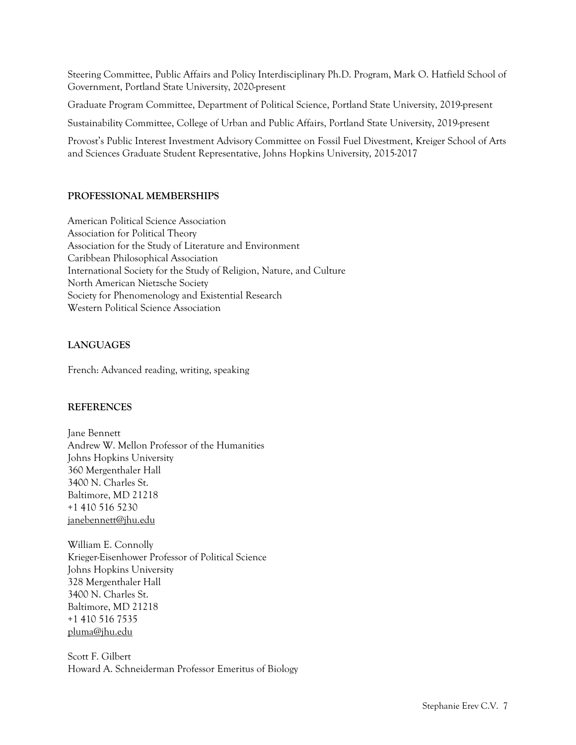Steering Committee, Public Affairs and Policy Interdisciplinary Ph.D. Program, Mark O. Hatfield School of Government, Portland State University, 2020-present

Graduate Program Committee, Department of Political Science, Portland State University, 2019-present

Sustainability Committee, College of Urban and Public Affairs, Portland State University, 2019-present

Provost's Public Interest Investment Advisory Committee on Fossil Fuel Divestment, Kreiger School of Arts and Sciences Graduate Student Representative, Johns Hopkins University, 2015-2017

## PROFESSIONAL MEMBERSHIPS

American Political Science Association
Association for Political Theory
Association for the Study of Literature and Environment
Caribbean Philosophical Association
International Society for the Study of Religion, Nature, and Culture
North American Nietzsche Society
Society for Phenomenology and Existential Research
Western Political Science Association

## LANGUAGES

French: Advanced reading, writing, speaking

## REFERENCES

Jane Bennett
Andrew W. Mellon Professor of the Humanities
Johns Hopkins University
360 Mergenthaler Hall
3400 N. Charles St.
Baltimore, MD 21218
+1 410 516 5230
janebennett@jhu.edu

William E. Connolly
Krieger-Eisenhower Professor of Political Science
Johns Hopkins University
328 Mergenthaler Hall
3400 N. Charles St.
Baltimore, MD 21218
+1 410 516 7535
pluma@jhu.edu

Scott F. Gilbert
Howard A. Schneiderman Professor Emeritus of Biology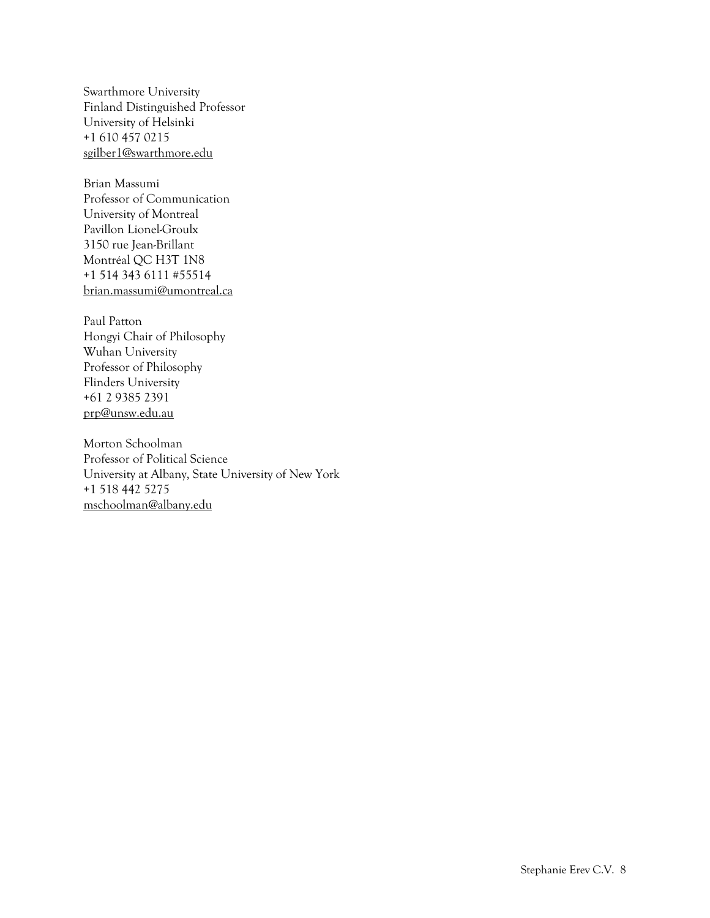Swarthmore University
Finland Distinguished Professor
University of Helsinki
+1 610 457 0215
sgilber1@swarthmore.edu

Brian Massumi
Professor of Communication
University of Montreal
Pavillon Lionel-Groulx
3150 rue Jean-Brillant
Montréal QC H3T 1N8
+1 514 343 6111 #55514
brian.massumi@umontreal.ca

Paul Patton
Hongyi Chair of Philosophy
Wuhan University
Professor of Philosophy
Flinders University
+61 2 9385 2391
prp@unsw.edu.au

Morton Schoolman
Professor of Political Science
University at Albany, State University of New York
+1 518 442 5275
mschoolman@albany.edu